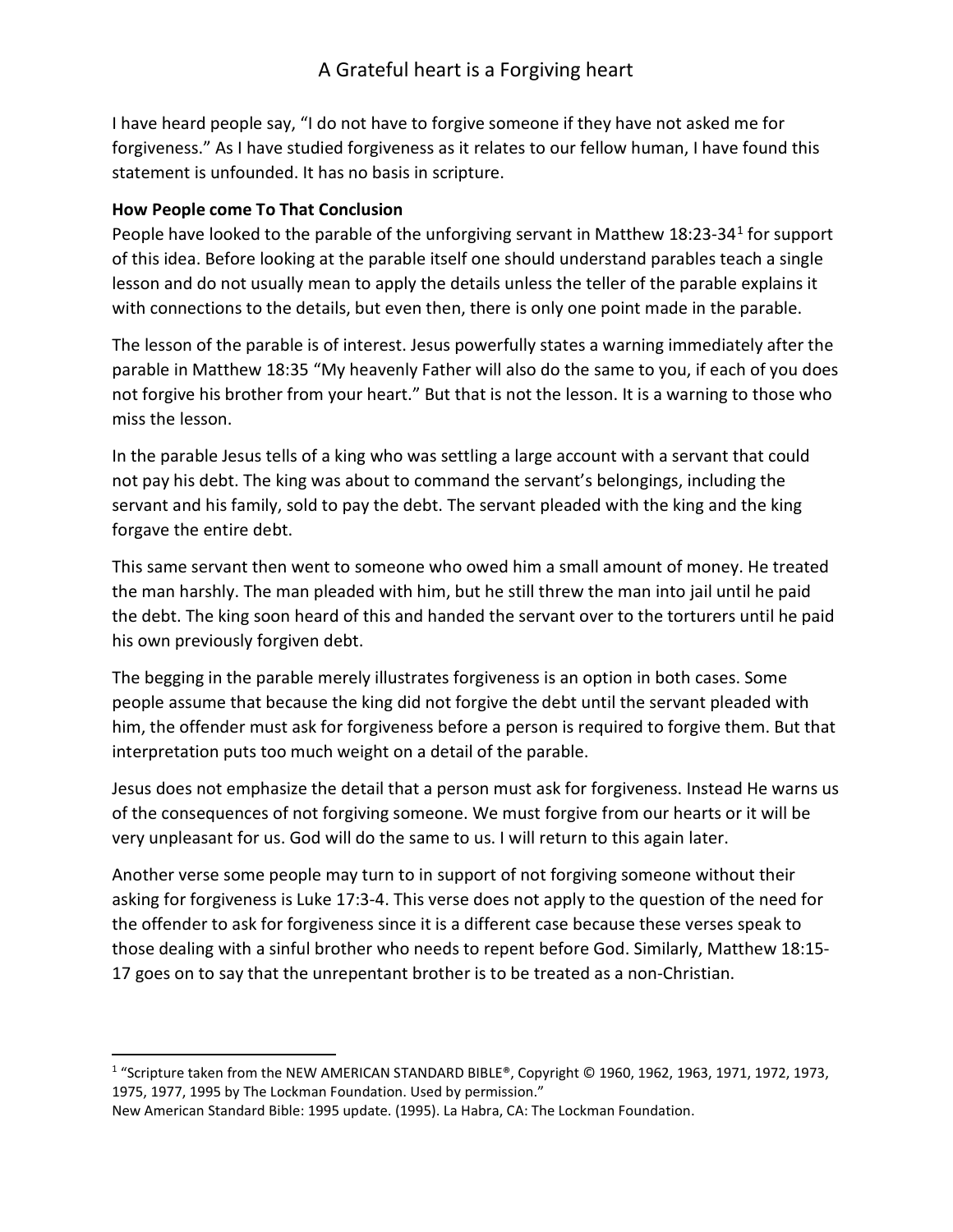# A Grateful heart is a Forgiving heart

I have heard people say, "I do not have to forgive someone if they have not asked me for forgiveness." As I have studied forgiveness as it relates to our fellow human, I have found this statement is unfounded. It has no basis in scripture.

**How People come To That Conclusion**

People have looked to the parable of the unforgiving servant in Matthew 18:23-34[1] for support of this idea. Before looking at the parable itself one should understand parables teach a single lesson and do not usually mean to apply the details unless the teller of the parable explains it with connections to the details, but even then, there is only one point made in the parable.

The lesson of the parable is of interest. Jesus powerfully states a warning immediately after the parable in Matthew 18:35 "My heavenly Father will also do the same to you, if each of you does not forgive his brother from your heart." But that is not the lesson. It is a warning to those who miss the lesson.

In the parable Jesus tells of a king who was settling a large account with a servant that could not pay his debt. The king was about to command the servant's belongings, including the servant and his family, sold to pay the debt. The servant pleaded with the king and the king forgave the entire debt.

This same servant then went to someone who owed him a small amount of money. He treated the man harshly. The man pleaded with him, but he still threw the man into jail until he paid the debt. The king soon heard of this and handed the servant over to the torturers until he paid his own previously forgiven debt.

The begging in the parable merely illustrates forgiveness is an option in both cases. Some people assume that because the king did not forgive the debt until the servant pleaded with him, the offender must ask for forgiveness before a person is required to forgive them. But that interpretation puts too much weight on a detail of the parable.

Jesus does not emphasize the detail that a person must ask for forgiveness. Instead He warns us of the consequences of not forgiving someone. We must forgive from our hearts or it will be very unpleasant for us. God will do the same to us. I will return to this again later.

Another verse some people may turn to in support of not forgiving someone without their asking for forgiveness is Luke 17:3-4. This verse does not apply to the question of the need for the offender to ask for forgiveness since it is a different case because these verses speak to those dealing with a sinful brother who needs to repent before God. Similarly, Matthew 18:15-17 goes on to say that the unrepentant brother is to be treated as a non-Christian.

---

[1] "Scripture taken from the NEW AMERICAN STANDARD BIBLE®, Copyright © 1960, 1962, 1963, 1971, 1972, 1973, 1975, 1977, 1995 by The Lockman Foundation. Used by permission."
New American Standard Bible: 1995 update. (1995). La Habra, CA: The Lockman Foundation.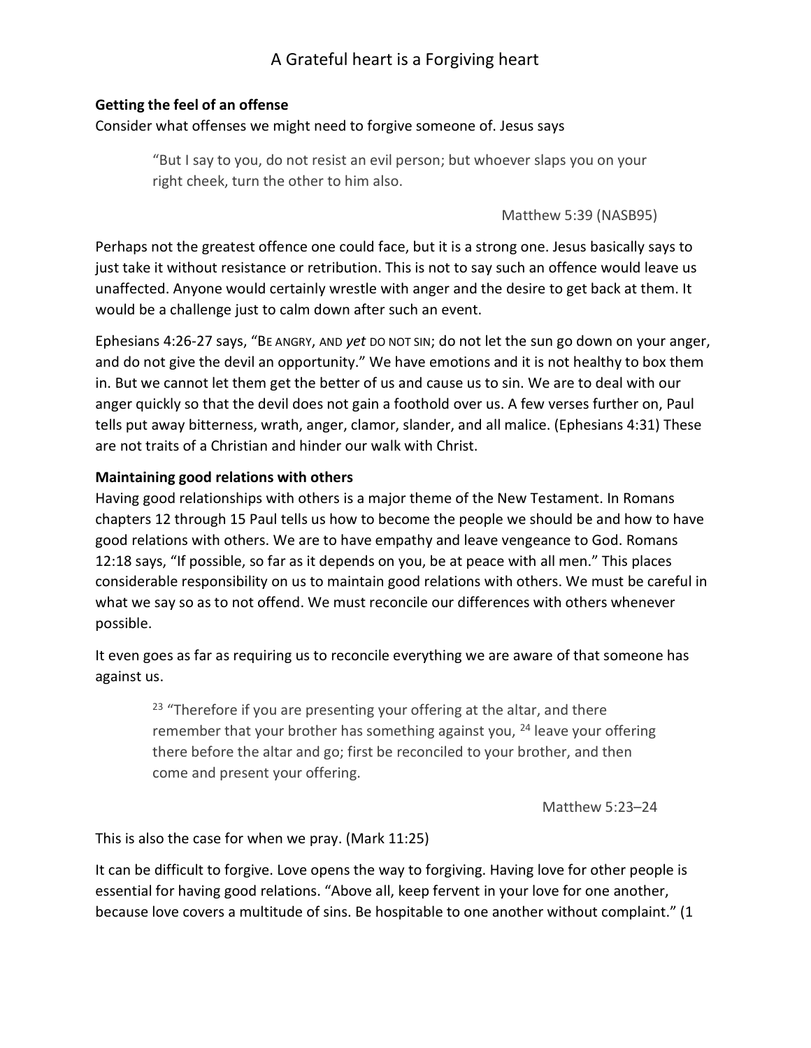# A Grateful heart is a Forgiving heart

**Getting the feel of an offense**

Consider what offenses we might need to forgive someone of. Jesus says

> "But I say to you, do not resist an evil person; but whoever slaps you on your right cheek, turn the other to him also.
>
> Matthew 5:39 (NASB95)

Perhaps not the greatest offence one could face, but it is a strong one. Jesus basically says to just take it without resistance or retribution. This is not to say such an offence would leave us unaffected. Anyone would certainly wrestle with anger and the desire to get back at them. It would be a challenge just to calm down after such an event.

Ephesians 4:26-27 says, "BE ANGRY, AND *yet* DO NOT SIN; do not let the sun go down on your anger, and do not give the devil an opportunity." We have emotions and it is not healthy to box them in. But we cannot let them get the better of us and cause us to sin. We are to deal with our anger quickly so that the devil does not gain a foothold over us. A few verses further on, Paul tells put away bitterness, wrath, anger, clamor, slander, and all malice. (Ephesians 4:31) These are not traits of a Christian and hinder our walk with Christ.

**Maintaining good relations with others**

Having good relationships with others is a major theme of the New Testament. In Romans chapters 12 through 15 Paul tells us how to become the people we should be and how to have good relations with others. We are to have empathy and leave vengeance to God. Romans 12:18 says, "If possible, so far as it depends on you, be at peace with all men." This places considerable responsibility on us to maintain good relations with others. We must be careful in what we say so as to not offend. We must reconcile our differences with others whenever possible.

It even goes as far as requiring us to reconcile everything we are aware of that someone has against us.

> [23] "Therefore if you are presenting your offering at the altar, and there remember that your brother has something against you, [24] leave your offering there before the altar and go; first be reconciled to your brother, and then come and present your offering.
>
> Matthew 5:23–24

This is also the case for when we pray. (Mark 11:25)

It can be difficult to forgive. Love opens the way to forgiving. Having love for other people is essential for having good relations. "Above all, keep fervent in your love for one another, because love covers a multitude of sins. Be hospitable to one another without complaint." (1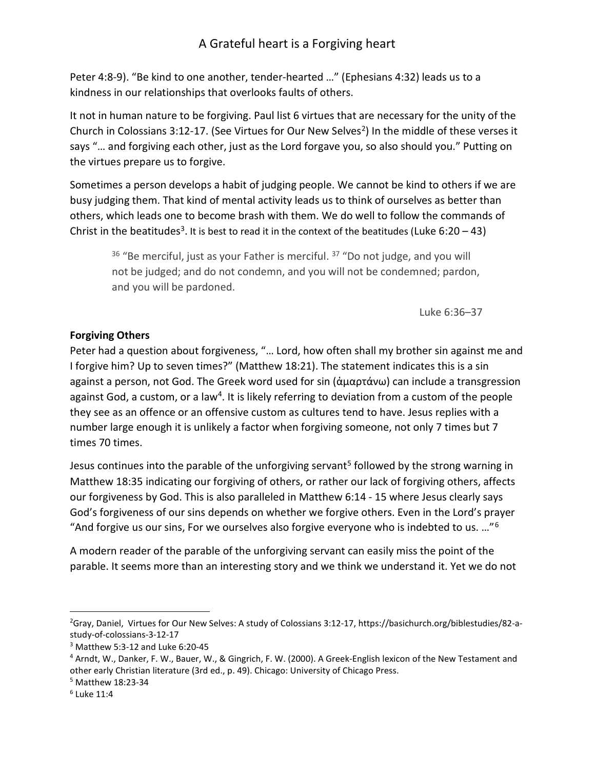Peter 4:8-9). “Be kind to one another, tender-hearted …” (Ephesians 4:32) leads us to a kindness in our relationships that overlooks faults of others.

It not in human nature to be forgiving. Paul list 6 virtues that are necessary for the unity of the Church in Colossians 3:12-17. (See Virtues for Our New Selves[2]) In the middle of these verses it says “… and forgiving each other, just as the Lord forgave you, so also should you.” Putting on the virtues prepare us to forgive.

Sometimes a person develops a habit of judging people. We cannot be kind to others if we are busy judging them. That kind of mental activity leads us to think of ourselves as better than others, which leads one to become brash with them. We do well to follow the commands of Christ in the beatitudes[3]. It is best to read it in the context of the beatitudes (Luke 6:20 – 43)

> [36] “Be merciful, just as your Father is merciful. [37] “Do not judge, and you will not be judged; and do not condemn, and you will not be condemned; pardon, and you will be pardoned.
>
> Luke 6:36–37

**Forgiving Others**

Peter had a question about forgiveness, “… Lord, how often shall my brother sin against me and I forgive him? Up to seven times?” (Matthew 18:21). The statement indicates this is a sin against a person, not God. The Greek word used for sin (ἁμαρτάνω) can include a transgression against God, a custom, or a law[4]. It is likely referring to deviation from a custom of the people they see as an offence or an offensive custom as cultures tend to have. Jesus replies with a number large enough it is unlikely a factor when forgiving someone, not only 7 times but 7 times 70 times.

Jesus continues into the parable of the unforgiving servant[5] followed by the strong warning in Matthew 18:35 indicating our forgiving of others, or rather our lack of forgiving others, affects our forgiveness by God. This is also paralleled in Matthew 6:14 - 15 where Jesus clearly says God’s forgiveness of our sins depends on whether we forgive others. Even in the Lord’s prayer “And forgive us our sins, For we ourselves also forgive everyone who is indebted to us. …”[6]

A modern reader of the parable of the unforgiving servant can easily miss the point of the parable. It seems more than an interesting story and we think we understand it. Yet we do not

---

[2] Gray, Daniel, Virtues for Our New Selves: A study of Colossians 3:12-17, https://basichurch.org/biblestudies/82-a-study-of-colossians-3-12-17

[3] Matthew 5:3-12 and Luke 6:20-45

[4] Arndt, W., Danker, F. W., Bauer, W., & Gingrich, F. W. (2000). A Greek-English lexicon of the New Testament and other early Christian literature (3rd ed., p. 49). Chicago: University of Chicago Press.

[5] Matthew 18:23-34

[6] Luke 11:4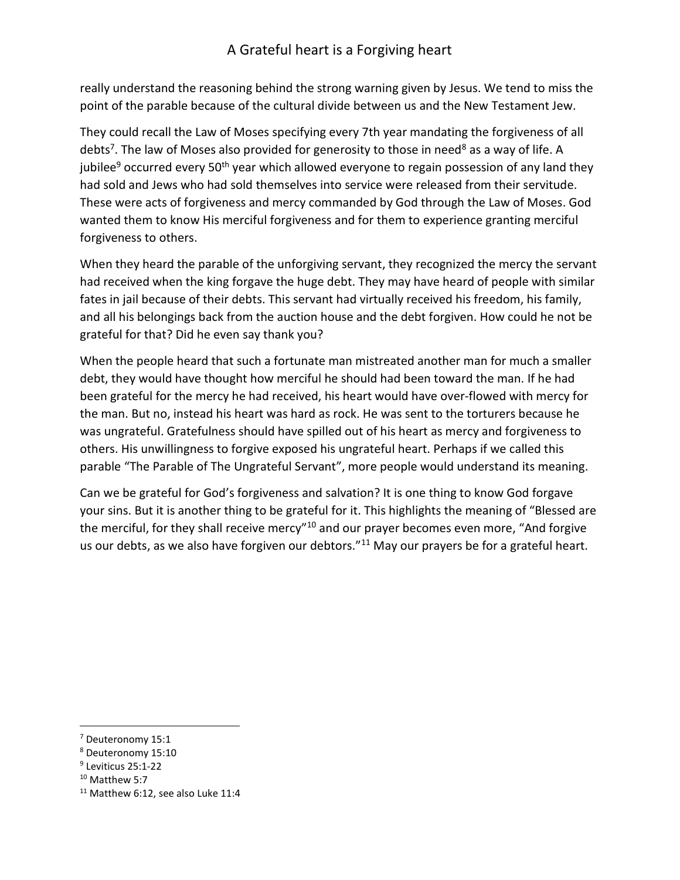really understand the reasoning behind the strong warning given by Jesus. We tend to miss the point of the parable because of the cultural divide between us and the New Testament Jew.

They could recall the Law of Moses specifying every 7th year mandating the forgiveness of all debts[7]. The law of Moses also provided for generosity to those in need[8] as a way of life. A jubilee[9] occurred every 50th year which allowed everyone to regain possession of any land they had sold and Jews who had sold themselves into service were released from their servitude. These were acts of forgiveness and mercy commanded by God through the Law of Moses. God wanted them to know His merciful forgiveness and for them to experience granting merciful forgiveness to others.

When they heard the parable of the unforgiving servant, they recognized the mercy the servant had received when the king forgave the huge debt. They may have heard of people with similar fates in jail because of their debts. This servant had virtually received his freedom, his family, and all his belongings back from the auction house and the debt forgiven. How could he not be grateful for that? Did he even say thank you?

When the people heard that such a fortunate man mistreated another man for much a smaller debt, they would have thought how merciful he should had been toward the man. If he had been grateful for the mercy he had received, his heart would have over-flowed with mercy for the man. But no, instead his heart was hard as rock. He was sent to the torturers because he was ungrateful. Gratefulness should have spilled out of his heart as mercy and forgiveness to others. His unwillingness to forgive exposed his ungrateful heart. Perhaps if we called this parable "The Parable of The Ungrateful Servant", more people would understand its meaning.

Can we be grateful for God's forgiveness and salvation? It is one thing to know God forgave your sins. But it is another thing to be grateful for it. This highlights the meaning of "Blessed are the merciful, for they shall receive mercy"[10] and our prayer becomes even more, "And forgive us our debts, as we also have forgiven our debtors."[11] May our prayers be for a grateful heart.

---

[7] Deuteronomy 15:1

[8] Deuteronomy 15:10

[9] Leviticus 25:1-22

[10] Matthew 5:7

[11] Matthew 6:12, see also Luke 11:4